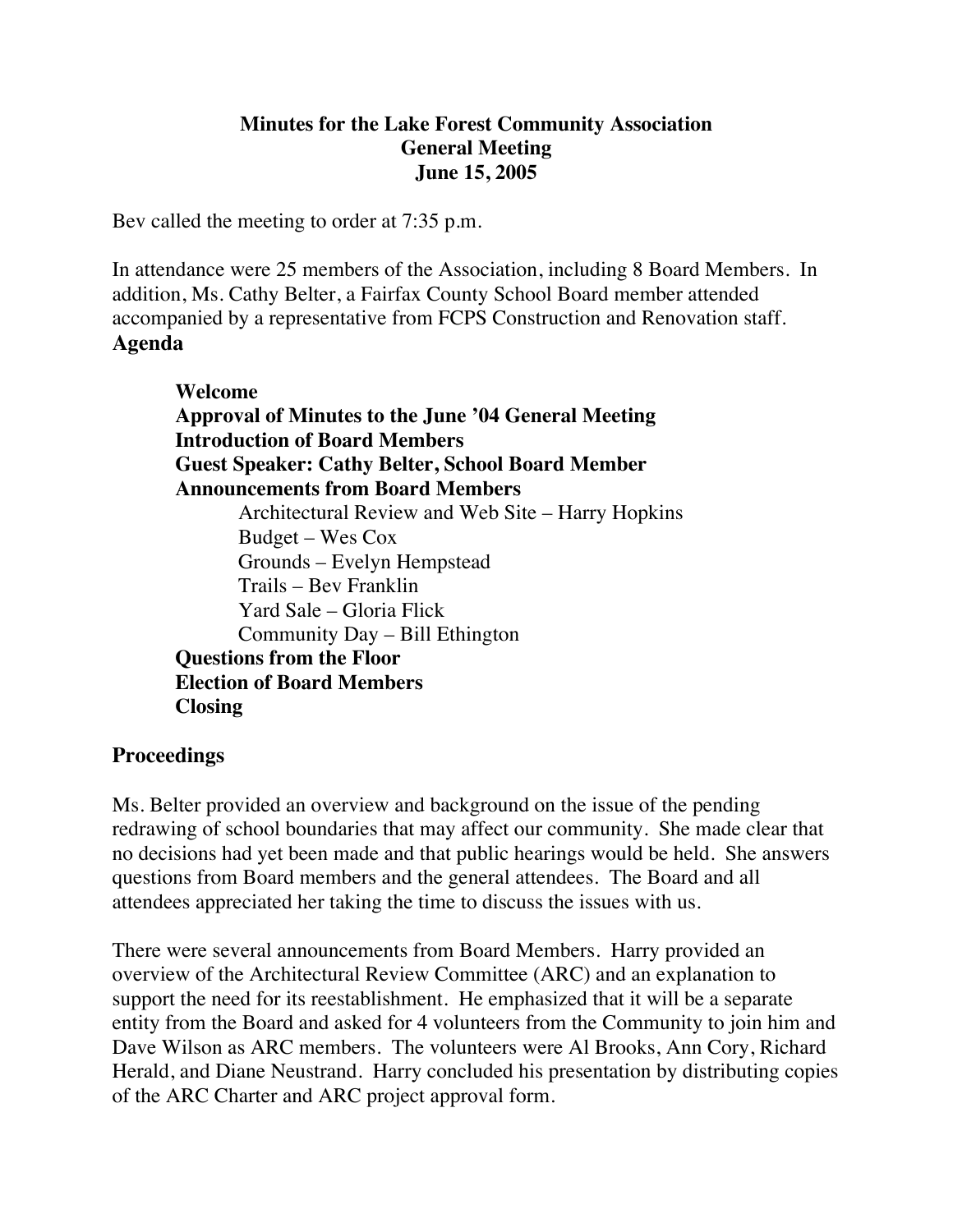# Minutes for the Lake Forest Community Association
## General Meeting
## June 15, 2005

Bev called the meeting to order at 7:35 p.m.

In attendance were 25 members of the Association, including 8 Board Members. In addition, Ms. Cathy Belter, a Fairfax County School Board member attended accompanied by a representative from FCPS Construction and Renovation staff.

## Agenda

- **Welcome**
- **Approval of Minutes to the June '04 General Meeting**
- **Introduction of Board Members**
- **Guest Speaker: Cathy Belter, School Board Member**
- **Announcements from Board Members**
  - Architectural Review and Web Site – Harry Hopkins
  - Budget – Wes Cox
  - Grounds – Evelyn Hempstead
  - Trails – Bev Franklin
  - Yard Sale – Gloria Flick
  - Community Day – Bill Ethington
- **Questions from the Floor**
- **Election of Board Members**
- **Closing**

## Proceedings

Ms. Belter provided an overview and background on the issue of the pending redrawing of school boundaries that may affect our community. She made clear that no decisions had yet been made and that public hearings would be held. She answers questions from Board members and the general attendees. The Board and all attendees appreciated her taking the time to discuss the issues with us.

There were several announcements from Board Members. Harry provided an overview of the Architectural Review Committee (ARC) and an explanation to support the need for its reestablishment. He emphasized that it will be a separate entity from the Board and asked for 4 volunteers from the Community to join him and Dave Wilson as ARC members. The volunteers were Al Brooks, Ann Cory, Richard Herald, and Diane Neustrand. Harry concluded his presentation by distributing copies of the ARC Charter and ARC project approval form.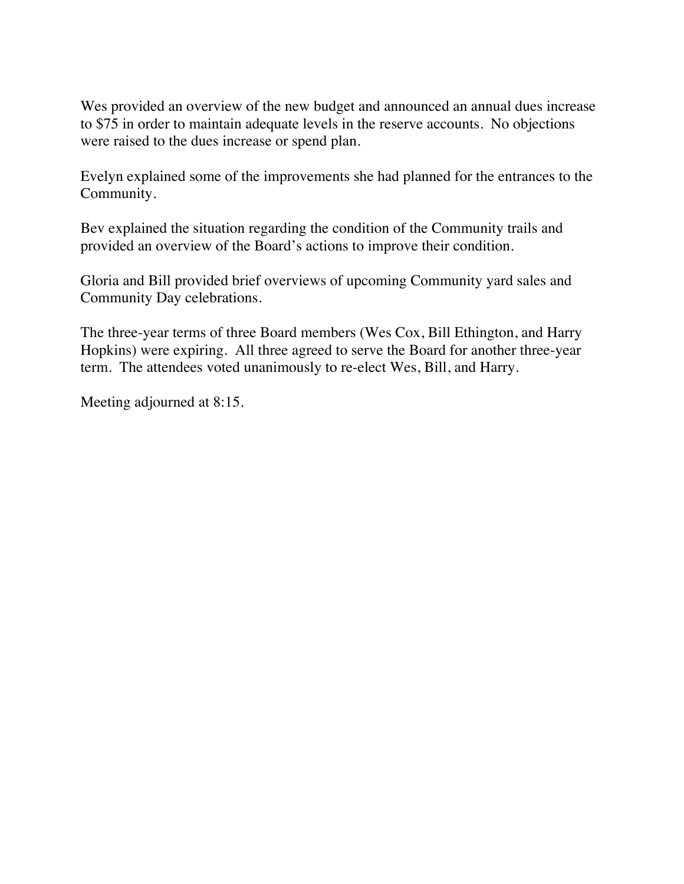Wes provided an overview of the new budget and announced an annual dues increase to $75 in order to maintain adequate levels in the reserve accounts. No objections were raised to the dues increase or spend plan.

Evelyn explained some of the improvements she had planned for the entrances to the Community.

Bev explained the situation regarding the condition of the Community trails and provided an overview of the Board's actions to improve their condition.

Gloria and Bill provided brief overviews of upcoming Community yard sales and Community Day celebrations.

The three-year terms of three Board members (Wes Cox, Bill Ethington, and Harry Hopkins) were expiring. All three agreed to serve the Board for another three-year term. The attendees voted unanimously to re-elect Wes, Bill, and Harry.

Meeting adjourned at 8:15.